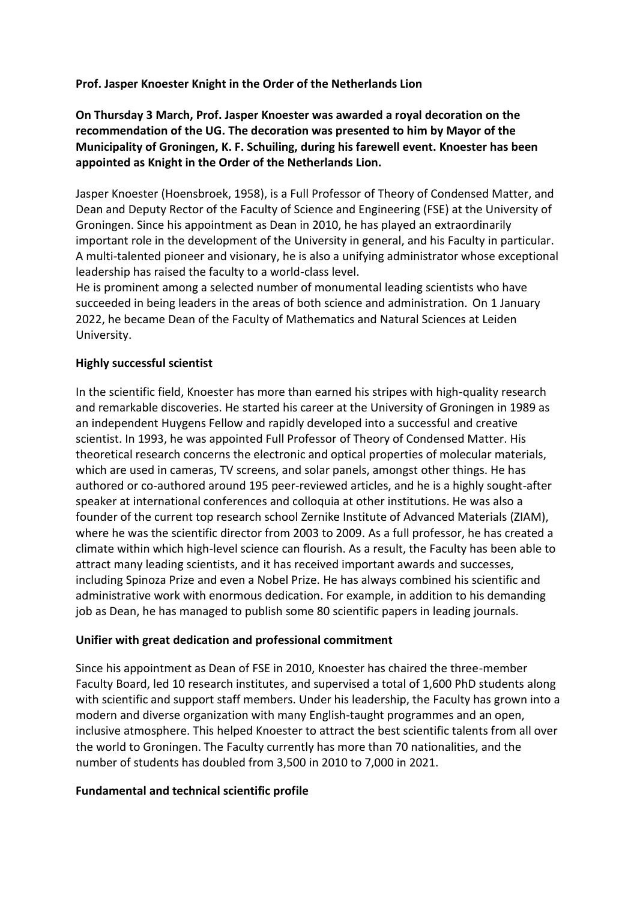**Prof. Jasper Knoester Knight in the Order of the Netherlands Lion**

**On Thursday 3 March, Prof. Jasper Knoester was awarded a royal decoration on the recommendation of the UG. The decoration was presented to him by Mayor of the Municipality of Groningen, K. F. Schuiling, during his farewell event. Knoester has been appointed as Knight in the Order of the Netherlands Lion.**

Jasper Knoester (Hoensbroek, 1958), is a Full Professor of Theory of Condensed Matter, and Dean and Deputy Rector of the Faculty of Science and Engineering (FSE) at the University of Groningen. Since his appointment as Dean in 2010, he has played an extraordinarily important role in the development of the University in general, and his Faculty in particular. A multi-talented pioneer and visionary, he is also a unifying administrator whose exceptional leadership has raised the faculty to a world-class level.
He is prominent among a selected number of monumental leading scientists who have succeeded in being leaders in the areas of both science and administration. On 1 January 2022, he became Dean of the Faculty of Mathematics and Natural Sciences at Leiden University.

**Highly successful scientist**

In the scientific field, Knoester has more than earned his stripes with high-quality research and remarkable discoveries. He started his career at the University of Groningen in 1989 as an independent Huygens Fellow and rapidly developed into a successful and creative scientist. In 1993, he was appointed Full Professor of Theory of Condensed Matter. His theoretical research concerns the electronic and optical properties of molecular materials, which are used in cameras, TV screens, and solar panels, amongst other things. He has authored or co-authored around 195 peer-reviewed articles, and he is a highly sought-after speaker at international conferences and colloquia at other institutions. He was also a founder of the current top research school Zernike Institute of Advanced Materials (ZIAM), where he was the scientific director from 2003 to 2009. As a full professor, he has created a climate within which high-level science can flourish. As a result, the Faculty has been able to attract many leading scientists, and it has received important awards and successes, including Spinoza Prize and even a Nobel Prize. He has always combined his scientific and administrative work with enormous dedication. For example, in addition to his demanding job as Dean, he has managed to publish some 80 scientific papers in leading journals.

**Unifier with great dedication and professional commitment**

Since his appointment as Dean of FSE in 2010, Knoester has chaired the three-member Faculty Board, led 10 research institutes, and supervised a total of 1,600 PhD students along with scientific and support staff members. Under his leadership, the Faculty has grown into a modern and diverse organization with many English-taught programmes and an open, inclusive atmosphere. This helped Knoester to attract the best scientific talents from all over the world to Groningen. The Faculty currently has more than 70 nationalities, and the number of students has doubled from 3,500 in 2010 to 7,000 in 2021.

**Fundamental and technical scientific profile**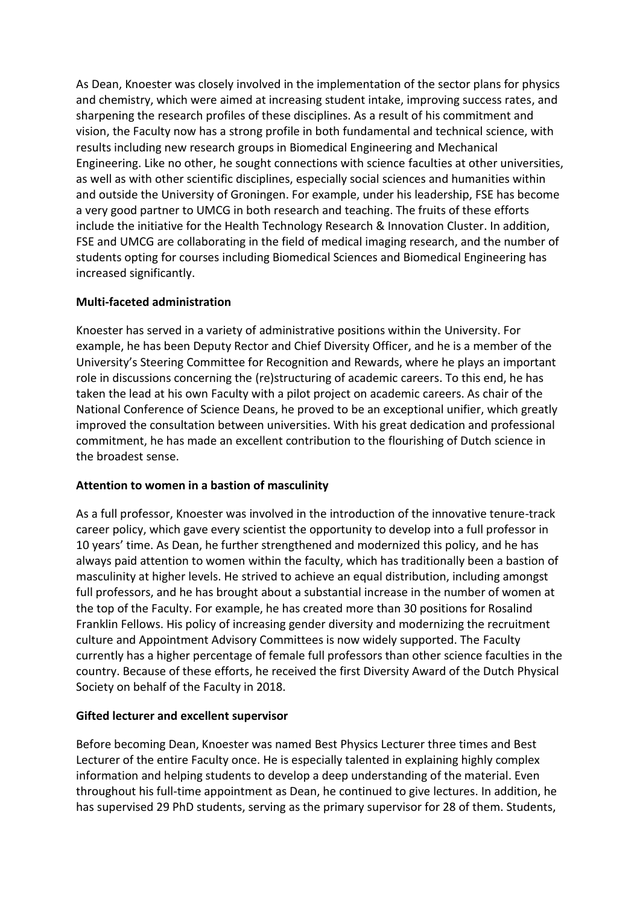As Dean, Knoester was closely involved in the implementation of the sector plans for physics and chemistry, which were aimed at increasing student intake, improving success rates, and sharpening the research profiles of these disciplines. As a result of his commitment and vision, the Faculty now has a strong profile in both fundamental and technical science, with results including new research groups in Biomedical Engineering and Mechanical Engineering. Like no other, he sought connections with science faculties at other universities, as well as with other scientific disciplines, especially social sciences and humanities within and outside the University of Groningen. For example, under his leadership, FSE has become a very good partner to UMCG in both research and teaching. The fruits of these efforts include the initiative for the Health Technology Research & Innovation Cluster. In addition, FSE and UMCG are collaborating in the field of medical imaging research, and the number of students opting for courses including Biomedical Sciences and Biomedical Engineering has increased significantly.

**Multi-faceted administration**

Knoester has served in a variety of administrative positions within the University. For example, he has been Deputy Rector and Chief Diversity Officer, and he is a member of the University's Steering Committee for Recognition and Rewards, where he plays an important role in discussions concerning the (re)structuring of academic careers. To this end, he has taken the lead at his own Faculty with a pilot project on academic careers. As chair of the National Conference of Science Deans, he proved to be an exceptional unifier, which greatly improved the consultation between universities. With his great dedication and professional commitment, he has made an excellent contribution to the flourishing of Dutch science in the broadest sense.

**Attention to women in a bastion of masculinity**

As a full professor, Knoester was involved in the introduction of the innovative tenure-track career policy, which gave every scientist the opportunity to develop into a full professor in 10 years' time. As Dean, he further strengthened and modernized this policy, and he has always paid attention to women within the faculty, which has traditionally been a bastion of masculinity at higher levels. He strived to achieve an equal distribution, including amongst full professors, and he has brought about a substantial increase in the number of women at the top of the Faculty. For example, he has created more than 30 positions for Rosalind Franklin Fellows. His policy of increasing gender diversity and modernizing the recruitment culture and Appointment Advisory Committees is now widely supported. The Faculty currently has a higher percentage of female full professors than other science faculties in the country. Because of these efforts, he received the first Diversity Award of the Dutch Physical Society on behalf of the Faculty in 2018.

**Gifted lecturer and excellent supervisor**

Before becoming Dean, Knoester was named Best Physics Lecturer three times and Best Lecturer of the entire Faculty once. He is especially talented in explaining highly complex information and helping students to develop a deep understanding of the material. Even throughout his full-time appointment as Dean, he continued to give lectures. In addition, he has supervised 29 PhD students, serving as the primary supervisor for 28 of them. Students,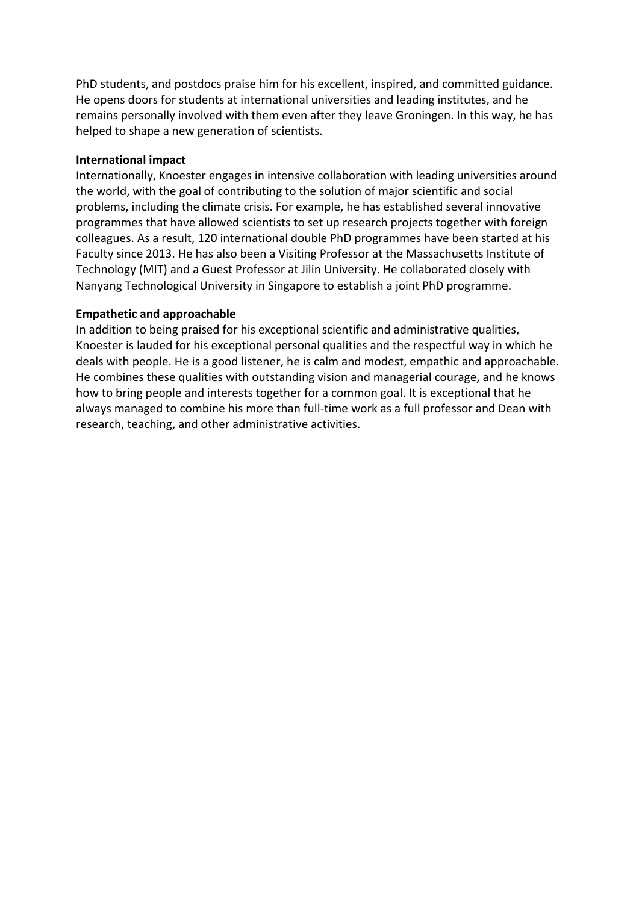PhD students, and postdocs praise him for his excellent, inspired, and committed guidance. He opens doors for students at international universities and leading institutes, and he remains personally involved with them even after they leave Groningen. In this way, he has helped to shape a new generation of scientists.

**International impact**

Internationally, Knoester engages in intensive collaboration with leading universities around the world, with the goal of contributing to the solution of major scientific and social problems, including the climate crisis. For example, he has established several innovative programmes that have allowed scientists to set up research projects together with foreign colleagues. As a result, 120 international double PhD programmes have been started at his Faculty since 2013. He has also been a Visiting Professor at the Massachusetts Institute of Technology (MIT) and a Guest Professor at Jilin University. He collaborated closely with Nanyang Technological University in Singapore to establish a joint PhD programme.

**Empathetic and approachable**

In addition to being praised for his exceptional scientific and administrative qualities, Knoester is lauded for his exceptional personal qualities and the respectful way in which he deals with people. He is a good listener, he is calm and modest, empathic and approachable. He combines these qualities with outstanding vision and managerial courage, and he knows how to bring people and interests together for a common goal. It is exceptional that he always managed to combine his more than full-time work as a full professor and Dean with research, teaching, and other administrative activities.